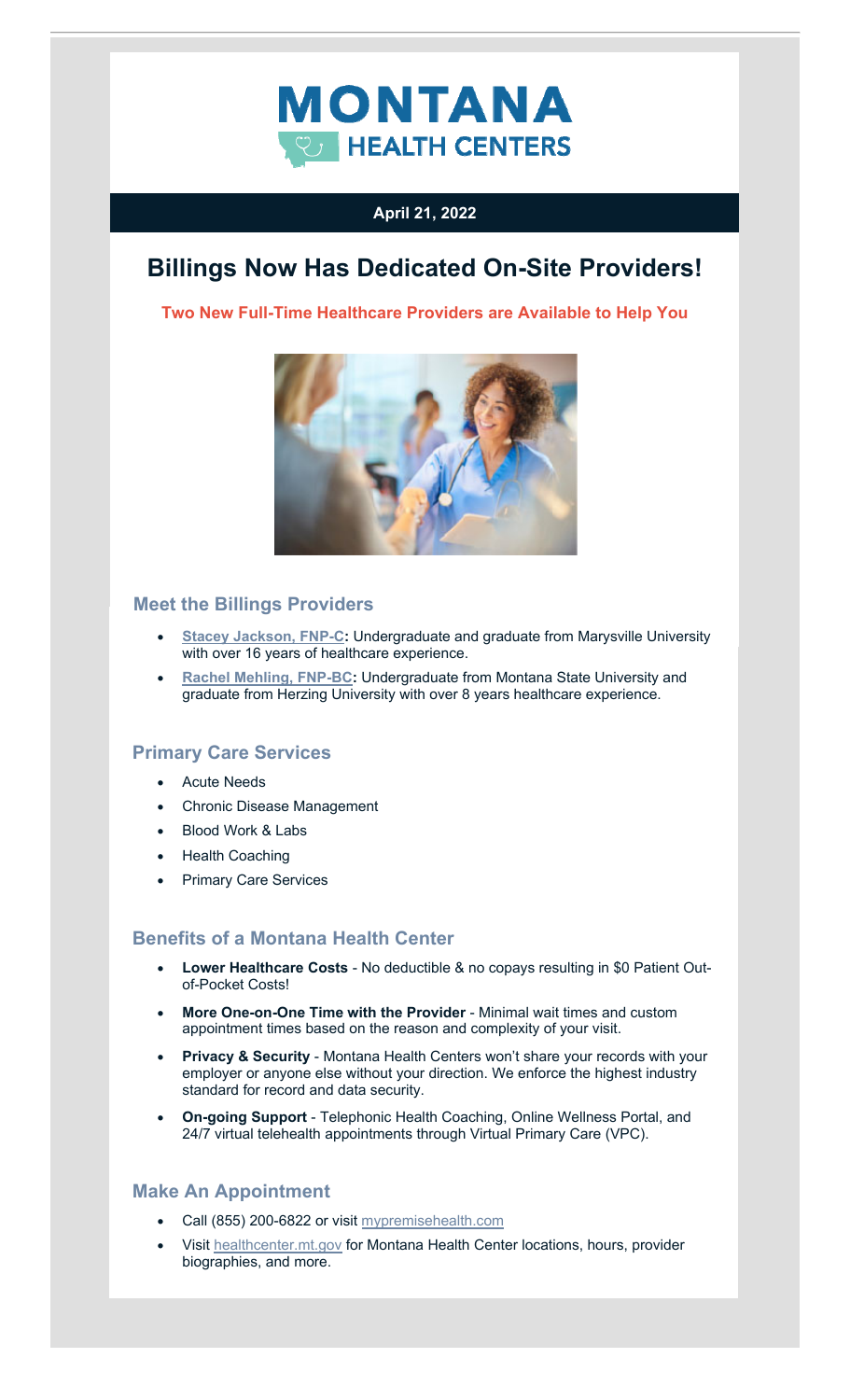MONTANA HEALTH CENTERS

**April 21, 2022**

# Billings Now Has Dedicated On-Site Providers!

**Two New Full-Time Healthcare Providers are Available to Help You**

## Meet the Billings Providers

- **Stacey Jackson, FNP-C:** Undergraduate and graduate from Marysville University with over 16 years of healthcare experience.
- **Rachel Mehling, FNP-BC:** Undergraduate from Montana State University and graduate from Herzing University with over 8 years healthcare experience.

## Primary Care Services

- Acute Needs
- Chronic Disease Management
- Blood Work & Labs
- Health Coaching
- Primary Care Services

## Benefits of a Montana Health Center

- **Lower Healthcare Costs** - No deductible & no copays resulting in $0 Patient Out-of-Pocket Costs!
- **More One-on-One Time with the Provider** - Minimal wait times and custom appointment times based on the reason and complexity of your visit.
- **Privacy & Security** - Montana Health Centers won't share your records with your employer or anyone else without your direction. We enforce the highest industry standard for record and data security.
- **On-going Support** - Telephonic Health Coaching, Online Wellness Portal, and 24/7 virtual telehealth appointments through Virtual Primary Care (VPC).

## Make An Appointment

- Call (855) 200-6822 or visit mypremisehealth.com
- Visit healthcenter.mt.gov for Montana Health Center locations, hours, provider biographies, and more.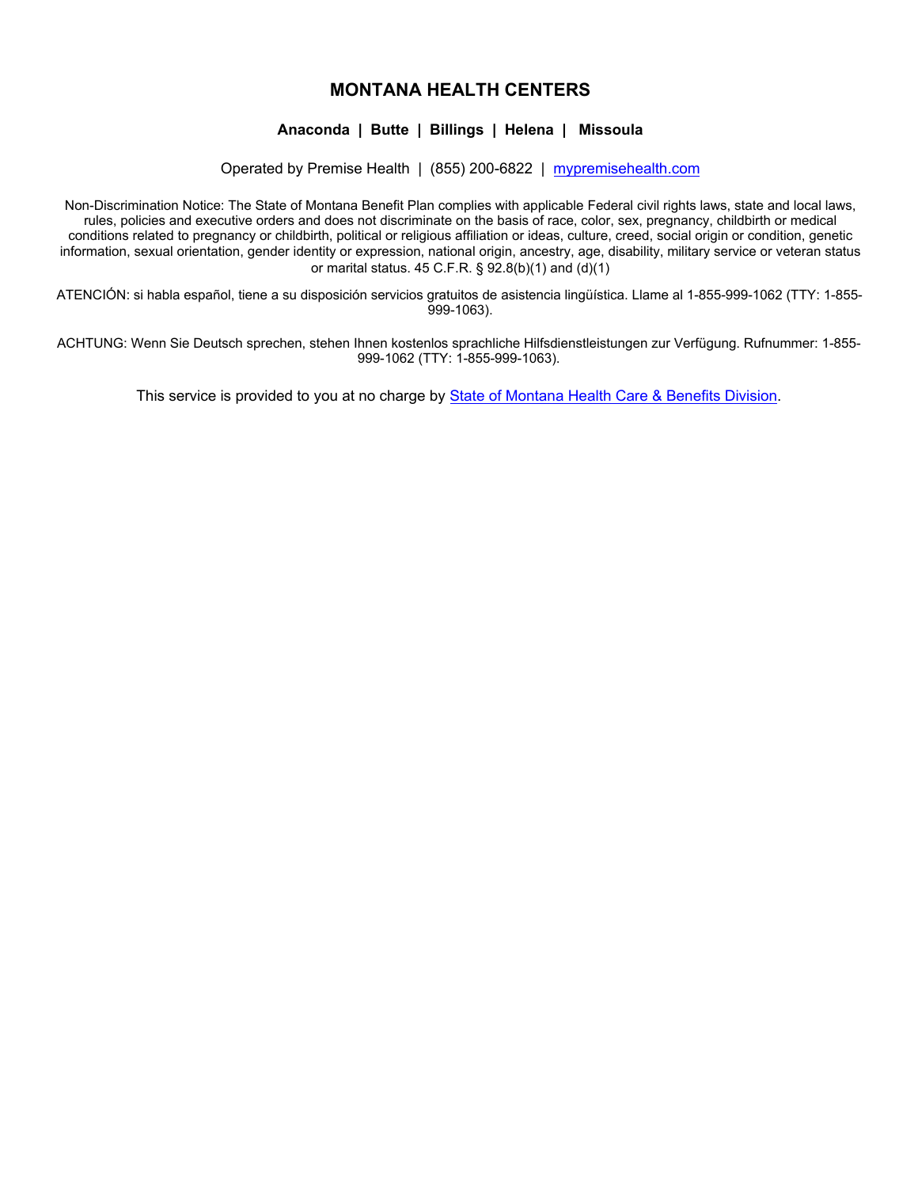# MONTANA HEALTH CENTERS

**Anaconda | Butte | Billings | Helena | Missoula**

Operated by Premise Health | (855) 200-6822 | [mypremisehealth.com](mypremisehealth.com)

Non-Discrimination Notice: The State of Montana Benefit Plan complies with applicable Federal civil rights laws, state and local laws, rules, policies and executive orders and does not discriminate on the basis of race, color, sex, pregnancy, childbirth or medical conditions related to pregnancy or childbirth, political or religious affiliation or ideas, culture, creed, social origin or condition, genetic information, sexual orientation, gender identity or expression, national origin, ancestry, age, disability, military service or veteran status or marital status. 45 C.F.R. § 92.8(b)(1) and (d)(1)

ATENCIÓN: si habla español, tiene a su disposición servicios gratuitos de asistencia lingüística. Llame al 1-855-999-1062 (TTY: 1-855-999-1063).

ACHTUNG: Wenn Sie Deutsch sprechen, stehen Ihnen kostenlos sprachliche Hilfsdienstleistungen zur Verfügung. Rufnummer: 1-855-999-1062 (TTY: 1-855-999-1063).

This service is provided to you at no charge by State of Montana Health Care & Benefits Division.